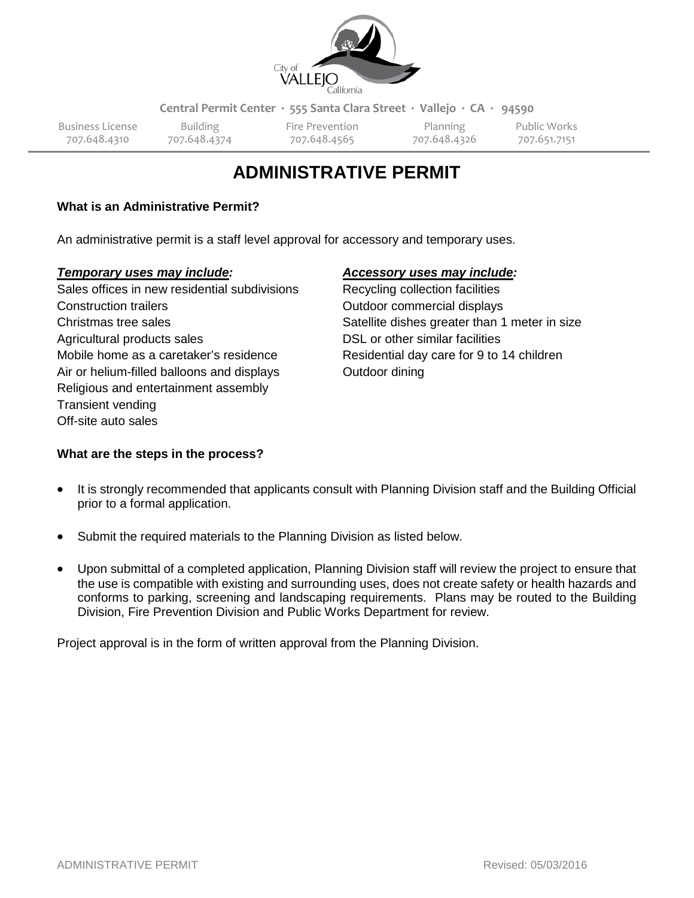City of VALLEJO California

**Central Permit Center · 555 Santa Clara Street · Vallejo · CA · 94590**

| Business License | Building | Fire Prevention | Planning | Public Works |
|---|---|---|---|---|
| 707.648.4310 | 707.648.4374 | 707.648.4565 | 707.648.4326 | 707.651.7151 |

# ADMINISTRATIVE PERMIT

### What is an Administrative Permit?

An administrative permit is a staff level approval for accessory and temporary uses.

***Temporary uses may include:***

Sales offices in new residential subdivisions
Construction trailers
Christmas tree sales
Agricultural products sales
Mobile home as a caretaker's residence
Air or helium-filled balloons and displays
Religious and entertainment assembly
Transient vending
Off-site auto sales

***Accessory uses may include:***

Recycling collection facilities
Outdoor commercial displays
Satellite dishes greater than 1 meter in size
DSL or other similar facilities
Residential day care for 9 to 14 children
Outdoor dining

### What are the steps in the process?

- It is strongly recommended that applicants consult with Planning Division staff and the Building Official prior to a formal application.
- Submit the required materials to the Planning Division as listed below.
- Upon submittal of a completed application, Planning Division staff will review the project to ensure that the use is compatible with existing and surrounding uses, does not create safety or health hazards and conforms to parking, screening and landscaping requirements. Plans may be routed to the Building Division, Fire Prevention Division and Public Works Department for review.

Project approval is in the form of written approval from the Planning Division.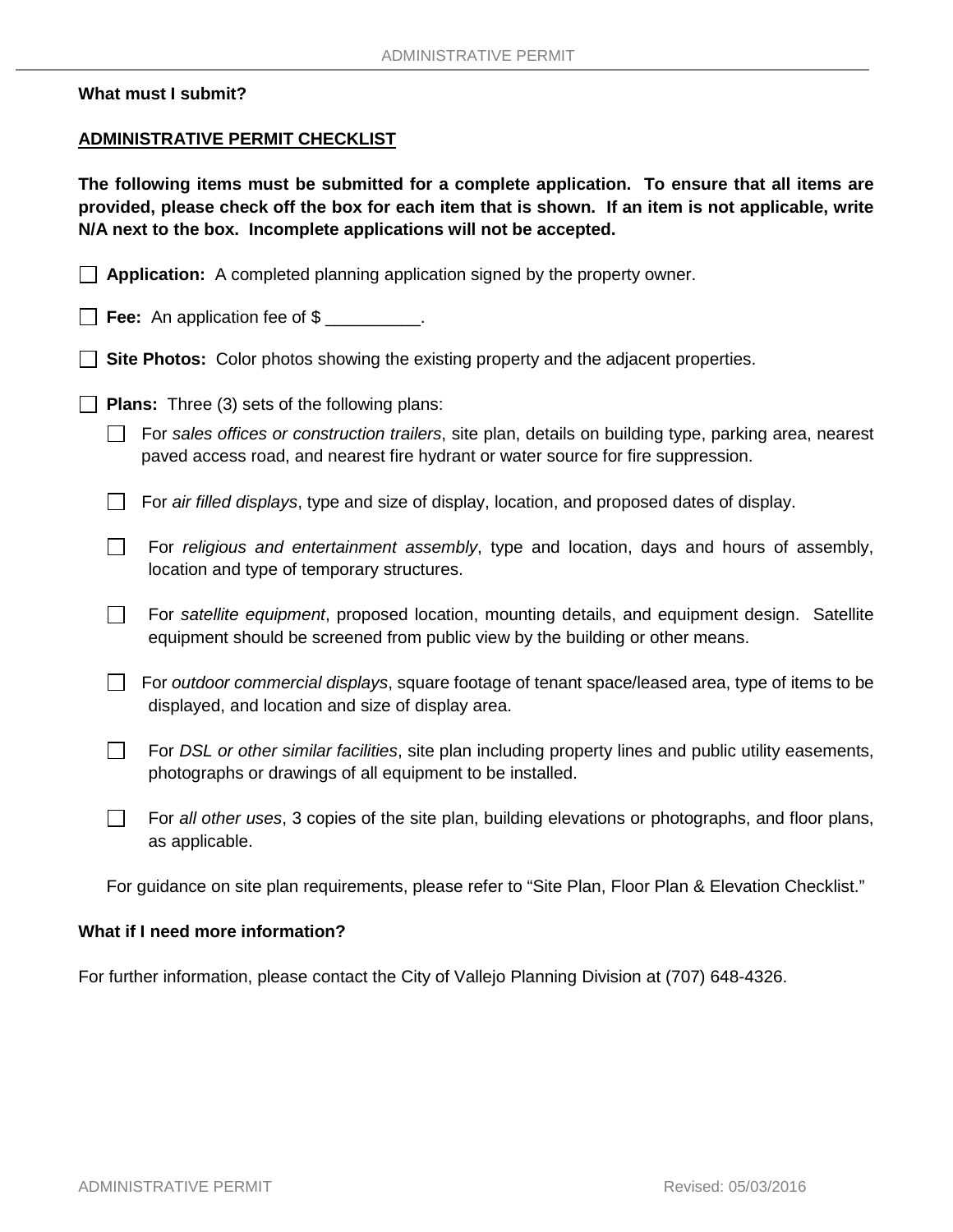**What must I submit?**

**ADMINISTRATIVE PERMIT CHECKLIST**

**The following items must be submitted for a complete application. To ensure that all items are provided, please check off the box for each item that is shown. If an item is not applicable, write N/A next to the box. Incomplete applications will not be accepted.**

- ☐ **Application:** A completed planning application signed by the property owner.
- ☐ **Fee:** An application fee of $ __________.
- ☐ **Site Photos:** Color photos showing the existing property and the adjacent properties.
- ☐ **Plans:** Three (3) sets of the following plans:
  - ☐ For *sales offices or construction trailers*, site plan, details on building type, parking area, nearest paved access road, and nearest fire hydrant or water source for fire suppression.
  - ☐ For *air filled displays*, type and size of display, location, and proposed dates of display.
  - ☐ For *religious and entertainment assembly*, type and location, days and hours of assembly, location and type of temporary structures.
  - ☐ For *satellite equipment*, proposed location, mounting details, and equipment design. Satellite equipment should be screened from public view by the building or other means.
  - ☐ For *outdoor commercial displays*, square footage of tenant space/leased area, type of items to be displayed, and location and size of display area.
  - ☐ For *DSL or other similar facilities*, site plan including property lines and public utility easements, photographs or drawings of all equipment to be installed.
  - ☐ For *all other uses*, 3 copies of the site plan, building elevations or photographs, and floor plans, as applicable.

For guidance on site plan requirements, please refer to "Site Plan, Floor Plan & Elevation Checklist."

**What if I need more information?**

For further information, please contact the City of Vallejo Planning Division at (707) 648-4326.